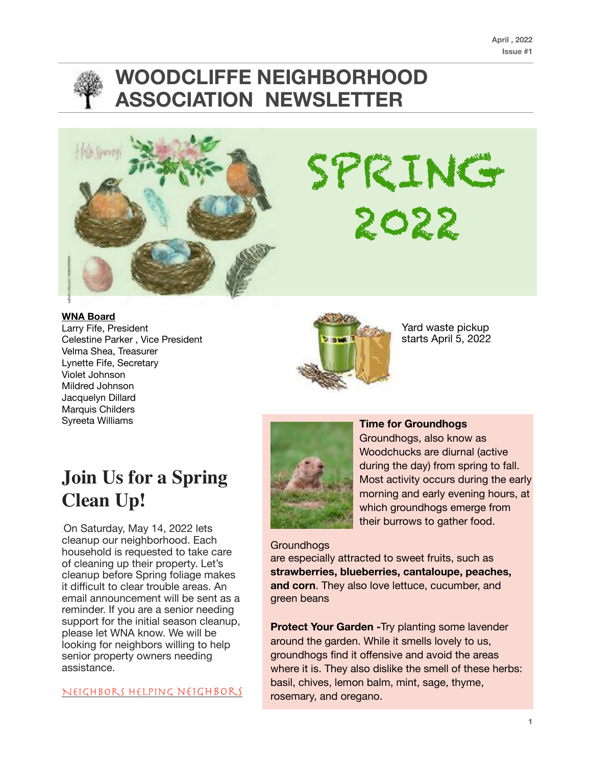April , 2022
Issue #1

# WOODCLIFFE NEIGHBORHOOD ASSOCIATION NEWSLETTER

SPRING 2022

**WNA Board**
Larry Fife, President
Celestine Parker , Vice President
Velma Shea, Treasurer
Lynette Fife, Secretary
Violet Johnson
Mildred Johnson
Jacquelyn Dillard
Marquis Childers
Syreeta Williams

Yard waste pickup starts April 5, 2022

## Join Us for a Spring Clean Up!

.On Saturday, May 14, 2022 lets cleanup our neighborhood. Each household is requested to take care of cleaning up their property. Let's cleanup before Spring foliage makes it difficult to clear trouble areas. An email announcement will be sent as a reminder. If you are a senior needing support for the initial season cleanup, please let WNA know. We will be looking for neighbors willing to help senior property owners needing assistance.

NEIGHBORS HELPING NEIGHBORS

**Time for Groundhogs**
Groundhogs, also know as Woodchucks are diurnal (active during the day) from spring to fall. Most activity occurs during the early morning and early evening hours, at which groundhogs emerge from their burrows to gather food.

Groundhogs are especially attracted to sweet fruits, such as **strawberries, blueberries, cantaloupe, peaches, and corn**. They also love lettuce, cucumber, and green beans

**Protect Your Garden -**Try planting some lavender around the garden. While it smells lovely to us, groundhogs find it offensive and avoid the areas where it is. They also dislike the smell of these herbs: basil, chives, lemon balm, mint, sage, thyme, rosemary, and oregano.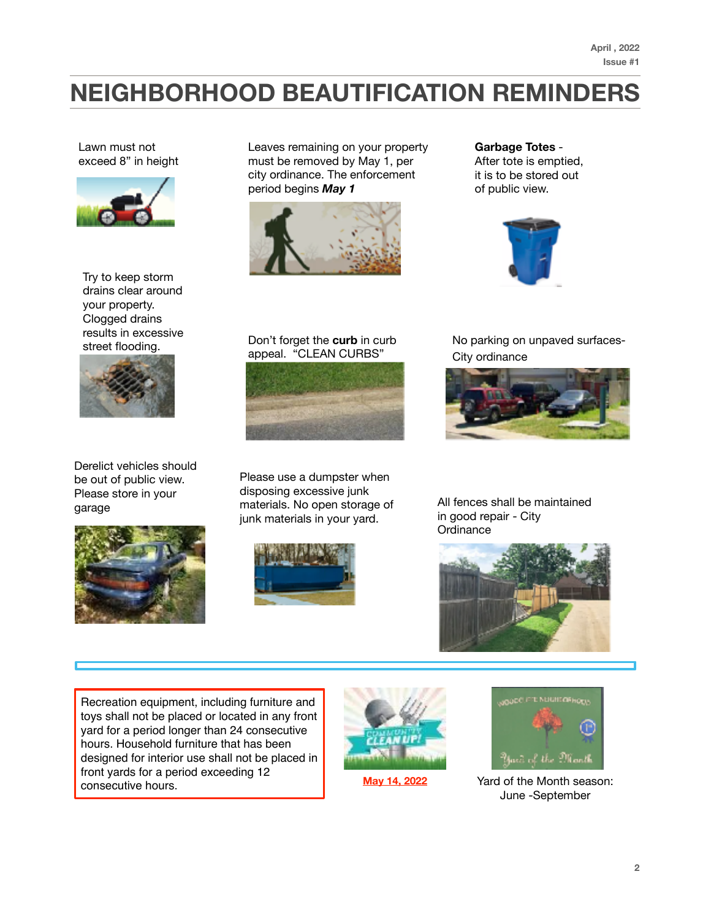April , 2022
Issue #1

# NEIGHBORHOOD BEAUTIFICATION REMINDERS

Lawn must not exceed 8" in height

Leaves remaining on your property must be removed by May 1, per city ordinance. The enforcement period begins ***May 1***

**Garbage Totes** - After tote is emptied, it is to be stored out of public view.

Try to keep storm drains clear around your property. Clogged drains results in excessive street flooding.

Don't forget the **curb** in curb appeal. "CLEAN CURBS"

No parking on unpaved surfaces- City ordinance

Derelict vehicles should be out of public view. Please store in your garage

Please use a dumpster when disposing excessive junk materials. No open storage of junk materials in your yard.

All fences shall be maintained in good repair - City Ordinance

---

Recreation equipment, including furniture and toys shall not be placed or located in any front yard for a period longer than 24 consecutive hours. Household furniture that has been designed for interior use shall not be placed in front yards for a period exceeding 12 consecutive hours.

**May 14, 2022**

Yard of the Month season: June -September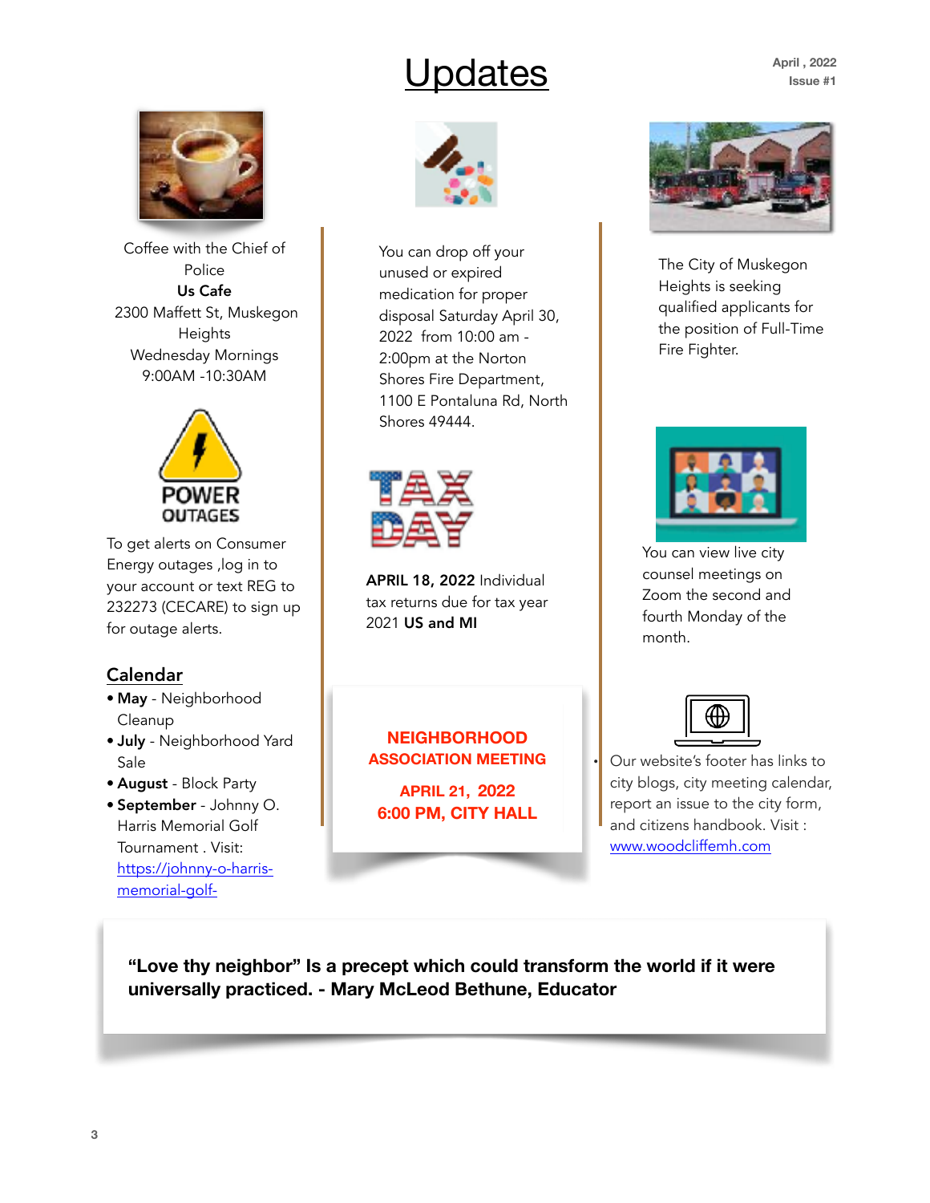# Updates

April , 2022
Issue #1

Coffee with the Chief of Police
**Us Cafe**
2300 Maffett St, Muskegon Heights
Wednesday Mornings
9:00AM -10:30AM

POWER OUTAGES

To get alerts on Consumer Energy outages ,log in to your account or text REG to 232273 (CECARE) to sign up for outage alerts.

## Calendar

- **May** - Neighborhood Cleanup
- **July** - Neighborhood Yard Sale
- **August** - Block Party
- **September** - Johnny O. Harris Memorial Golf Tournament . Visit: https://johnny-o-harris-memorial-golf-

You can drop off your unused or expired medication for proper disposal Saturday April 30, 2022 from 10:00 am - 2:00pm at the Norton Shores Fire Department, 1100 E Pontaluna Rd, North Shores 49444.

TAX DAY

**APRIL 18, 2022** Individual tax returns due for tax year 2021 **US and MI**

**NEIGHBORHOOD ASSOCIATION MEETING**

**APRIL 21, 2022**
**6:00 PM, CITY HALL**

The City of Muskegon Heights is seeking qualified applicants for the position of Full-Time Fire Fighter.

You can view live city counsel meetings on Zoom the second and fourth Monday of the month.

Our website's footer has links to city blogs, city meeting calendar, report an issue to the city form, and citizens handbook. Visit : www.woodcliffemh.com

**"Love thy neighbor" Is a precept which could transform the world if it were universally practiced. - Mary McLeod Bethune, Educator**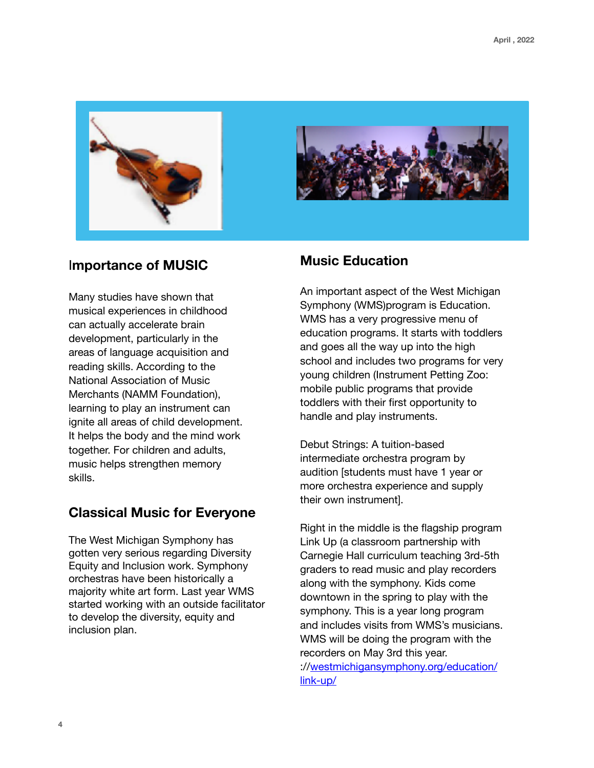## Importance of MUSIC

Many studies have shown that musical experiences in childhood can actually accelerate brain development, particularly in the areas of language acquisition and reading skills. According to the National Association of Music Merchants (NAMM Foundation), learning to play an instrument can ignite all areas of child development. It helps the body and the mind work together. For children and adults, music helps strengthen memory skills.

## Classical Music for Everyone

The West Michigan Symphony has gotten very serious regarding Diversity Equity and Inclusion work. Symphony orchestras have been historically a majority white art form. Last year WMS started working with an outside facilitator to develop the diversity, equity and inclusion plan.

## Music Education

An important aspect of the West Michigan Symphony (WMS)program is Education. WMS has a very progressive menu of education programs. It starts with toddlers and goes all the way up into the high school and includes two programs for very young children (Instrument Petting Zoo: mobile public programs that provide toddlers with their first opportunity to handle and play instruments.

Debut Strings: A tuition-based intermediate orchestra program by audition [students must have 1 year or more orchestra experience and supply their own instrument].

Right in the middle is the flagship program Link Up (a classroom partnership with Carnegie Hall curriculum teaching 3rd-5th graders to read music and play recorders along with the symphony. Kids come downtown in the spring to play with the symphony. This is a year long program and includes visits from WMS's musicians. WMS will be doing the program with the recorders on May 3rd this year. ://westmichigansymphony.org/education/link-up/